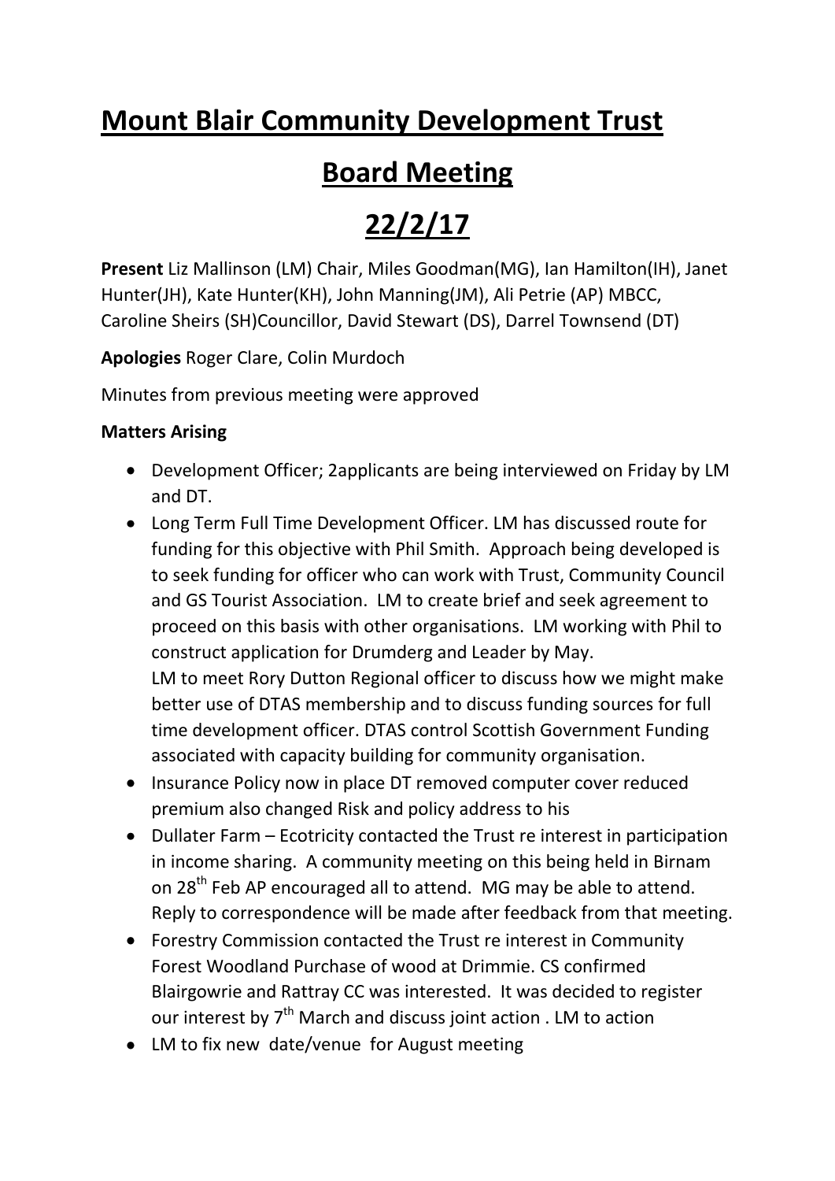# Mount Blair Community Development Trust

## Board Meeting

## 22/2/17

**Present** Liz Mallinson (LM) Chair, Miles Goodman(MG), Ian Hamilton(IH), Janet Hunter(JH), Kate Hunter(KH), John Manning(JM), Ali Petrie (AP) MBCC, Caroline Sheirs (SH)Councillor, David Stewart (DS), Darrel Townsend (DT)

**Apologies** Roger Clare, Colin Murdoch

Minutes from previous meeting were approved

**Matters Arising**

- Development Officer; 2applicants are being interviewed on Friday by LM and DT.
- Long Term Full Time Development Officer. LM has discussed route for funding for this objective with Phil Smith. Approach being developed is to seek funding for officer who can work with Trust, Community Council and GS Tourist Association. LM to create brief and seek agreement to proceed on this basis with other organisations. LM working with Phil to construct application for Drumderg and Leader by May.
  LM to meet Rory Dutton Regional officer to discuss how we might make better use of DTAS membership and to discuss funding sources for full time development officer. DTAS control Scottish Government Funding associated with capacity building for community organisation.
- Insurance Policy now in place DT removed computer cover reduced premium also changed Risk and policy address to his
- Dullater Farm – Ecotricity contacted the Trust re interest in participation in income sharing. A community meeting on this being held in Birnam on 28th Feb AP encouraged all to attend. MG may be able to attend. Reply to correspondence will be made after feedback from that meeting.
- Forestry Commission contacted the Trust re interest in Community Forest Woodland Purchase of wood at Drimmie. CS confirmed Blairgowrie and Rattray CC was interested. It was decided to register our interest by 7th March and discuss joint action . LM to action
- LM to fix new date/venue for August meeting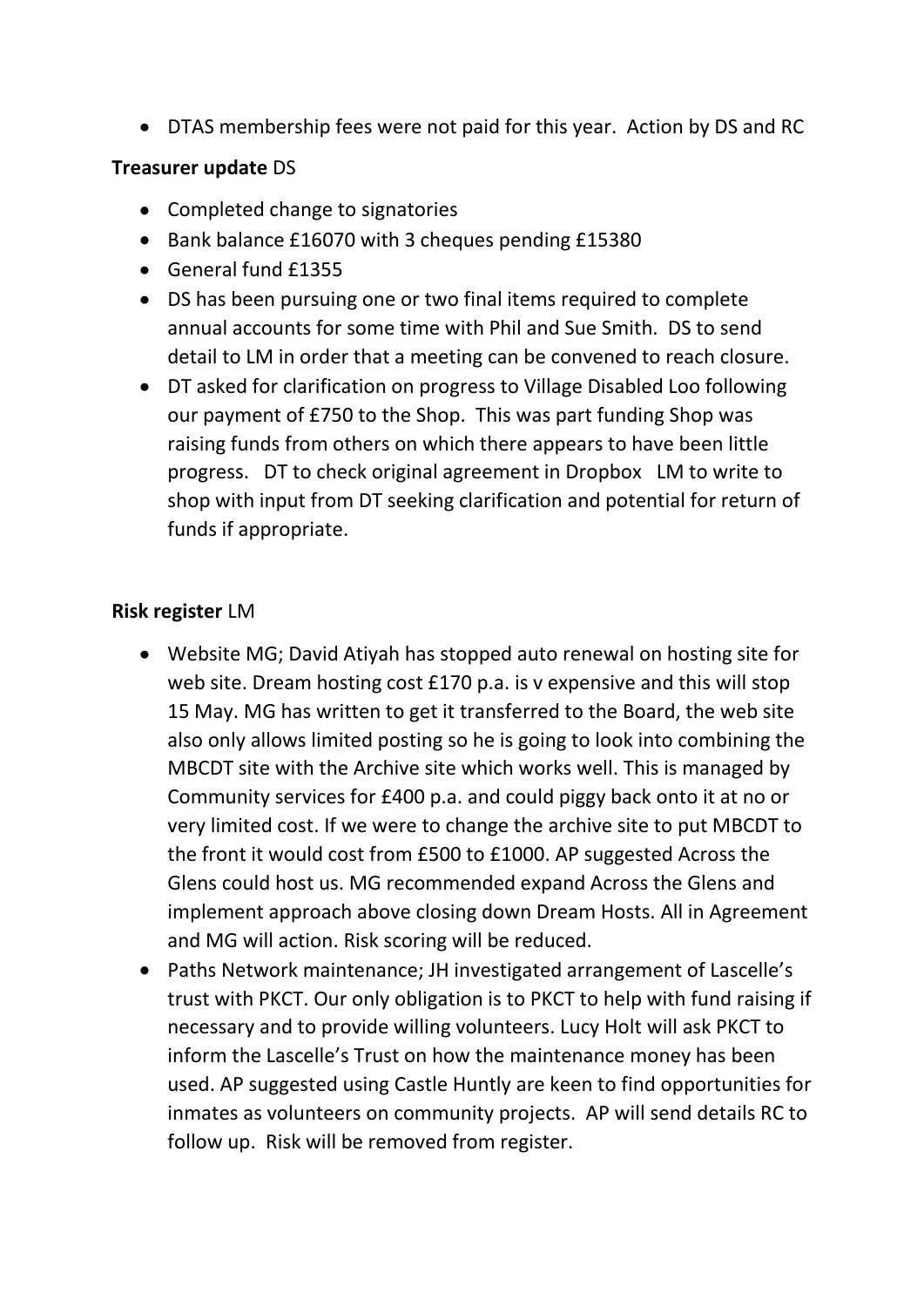- DTAS membership fees were not paid for this year. Action by DS and RC

**Treasurer update** DS

- Completed change to signatories
- Bank balance £16070 with 3 cheques pending £15380
- General fund £1355
- DS has been pursuing one or two final items required to complete annual accounts for some time with Phil and Sue Smith. DS to send detail to LM in order that a meeting can be convened to reach closure.
- DT asked for clarification on progress to Village Disabled Loo following our payment of £750 to the Shop. This was part funding Shop was raising funds from others on which there appears to have been little progress. DT to check original agreement in Dropbox LM to write to shop with input from DT seeking clarification and potential for return of funds if appropriate.

**Risk register** LM

- Website MG; David Atiyah has stopped auto renewal on hosting site for web site. Dream hosting cost £170 p.a. is v expensive and this will stop 15 May. MG has written to get it transferred to the Board, the web site also only allows limited posting so he is going to look into combining the MBCDT site with the Archive site which works well. This is managed by Community services for £400 p.a. and could piggy back onto it at no or very limited cost. If we were to change the archive site to put MBCDT to the front it would cost from £500 to £1000. AP suggested Across the Glens could host us. MG recommended expand Across the Glens and implement approach above closing down Dream Hosts. All in Agreement and MG will action. Risk scoring will be reduced.
- Paths Network maintenance; JH investigated arrangement of Lascelle's trust with PKCT. Our only obligation is to PKCT to help with fund raising if necessary and to provide willing volunteers. Lucy Holt will ask PKCT to inform the Lascelle's Trust on how the maintenance money has been used. AP suggested using Castle Huntly are keen to find opportunities for inmates as volunteers on community projects. AP will send details RC to follow up. Risk will be removed from register.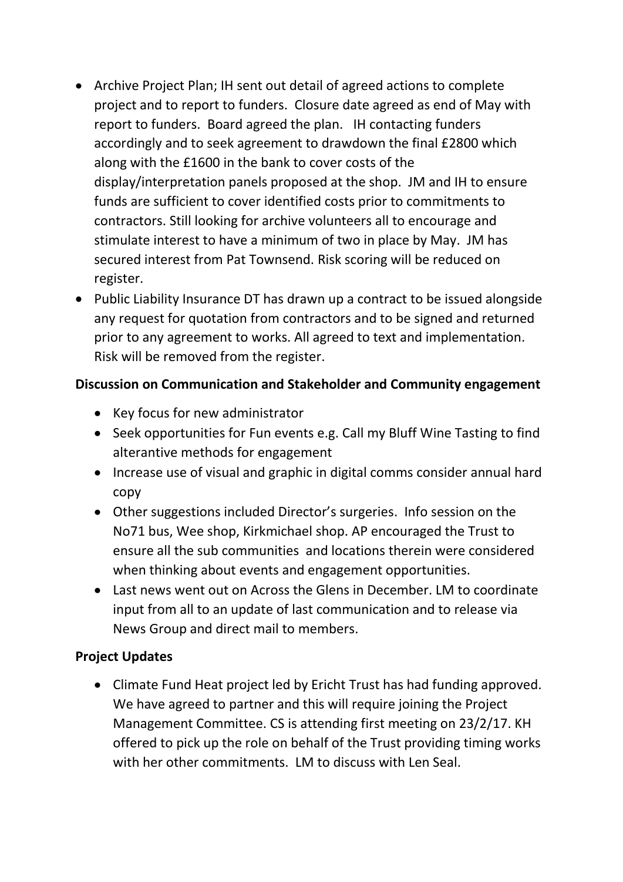- Archive Project Plan; IH sent out detail of agreed actions to complete project and to report to funders. Closure date agreed as end of May with report to funders. Board agreed the plan. IH contacting funders accordingly and to seek agreement to drawdown the final £2800 which along with the £1600 in the bank to cover costs of the display/interpretation panels proposed at the shop. JM and IH to ensure funds are sufficient to cover identified costs prior to commitments to contractors. Still looking for archive volunteers all to encourage and stimulate interest to have a minimum of two in place by May. JM has secured interest from Pat Townsend. Risk scoring will be reduced on register.
- Public Liability Insurance DT has drawn up a contract to be issued alongside any request for quotation from contractors and to be signed and returned prior to any agreement to works. All agreed to text and implementation. Risk will be removed from the register.

**Discussion on Communication and Stakeholder and Community engagement**

- Key focus for new administrator
- Seek opportunities for Fun events e.g. Call my Bluff Wine Tasting to find alterantive methods for engagement
- Increase use of visual and graphic in digital comms consider annual hard copy
- Other suggestions included Director's surgeries. Info session on the No71 bus, Wee shop, Kirkmichael shop. AP encouraged the Trust to ensure all the sub communities and locations therein were considered when thinking about events and engagement opportunities.
- Last news went out on Across the Glens in December. LM to coordinate input from all to an update of last communication and to release via News Group and direct mail to members.

**Project Updates**

- Climate Fund Heat project led by Ericht Trust has had funding approved. We have agreed to partner and this will require joining the Project Management Committee. CS is attending first meeting on 23/2/17. KH offered to pick up the role on behalf of the Trust providing timing works with her other commitments. LM to discuss with Len Seal.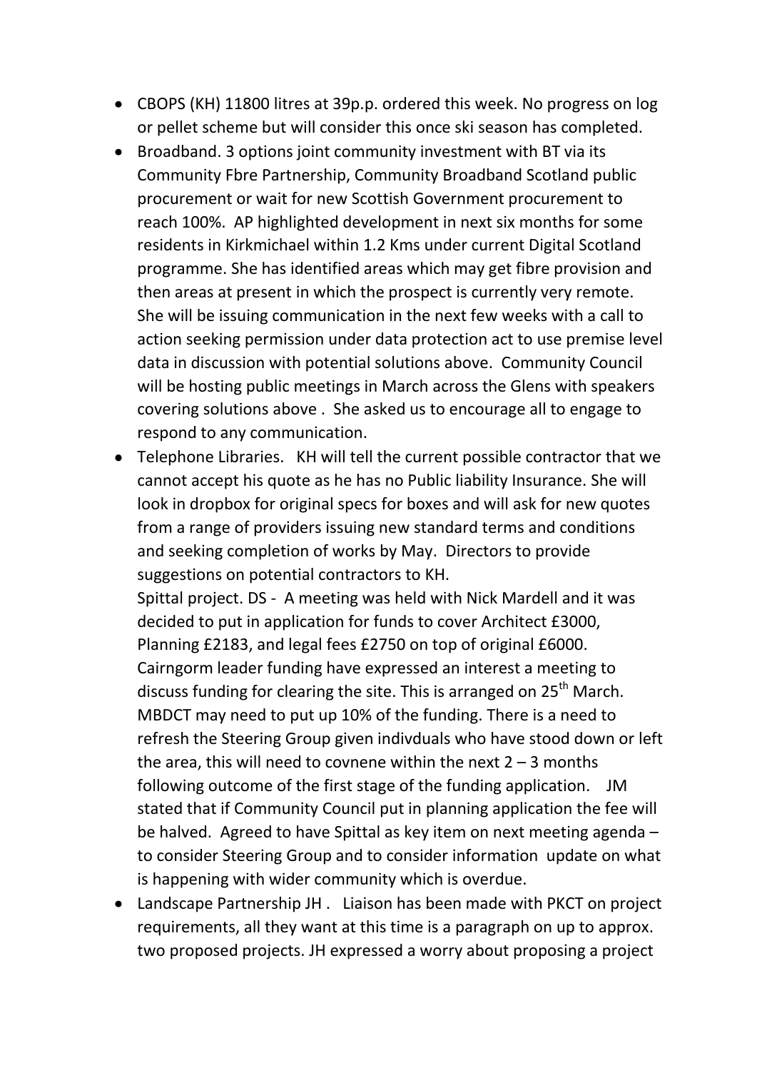- CBOPS (KH) 11800 litres at 39p.p. ordered this week. No progress on log or pellet scheme but will consider this once ski season has completed.
- Broadband. 3 options joint community investment with BT via its Community Fbre Partnership, Community Broadband Scotland public procurement or wait for new Scottish Government procurement to reach 100%. AP highlighted development in next six months for some residents in Kirkmichael within 1.2 Kms under current Digital Scotland programme. She has identified areas which may get fibre provision and then areas at present in which the prospect is currently very remote. She will be issuing communication in the next few weeks with a call to action seeking permission under data protection act to use premise level data in discussion with potential solutions above. Community Council will be hosting public meetings in March across the Glens with speakers covering solutions above . She asked us to encourage all to engage to respond to any communication.
- Telephone Libraries. KH will tell the current possible contractor that we cannot accept his quote as he has no Public liability Insurance. She will look in dropbox for original specs for boxes and will ask for new quotes from a range of providers issuing new standard terms and conditions and seeking completion of works by May. Directors to provide suggestions on potential contractors to KH.

  Spittal project. DS - A meeting was held with Nick Mardell and it was decided to put in application for funds to cover Architect £3000, Planning £2183, and legal fees £2750 on top of original £6000. Cairngorm leader funding have expressed an interest a meeting to discuss funding for clearing the site. This is arranged on 25th March. MBDCT may need to put up 10% of the funding. There is a need to refresh the Steering Group given indivduals who have stood down or left the area, this will need to covnene within the next 2 – 3 months following outcome of the first stage of the funding application. JM stated that if Community Council put in planning application the fee will be halved. Agreed to have Spittal as key item on next meeting agenda – to consider Steering Group and to consider information update on what is happening with wider community which is overdue.
- Landscape Partnership JH . Liaison has been made with PKCT on project requirements, all they want at this time is a paragraph on up to approx. two proposed projects. JH expressed a worry about proposing a project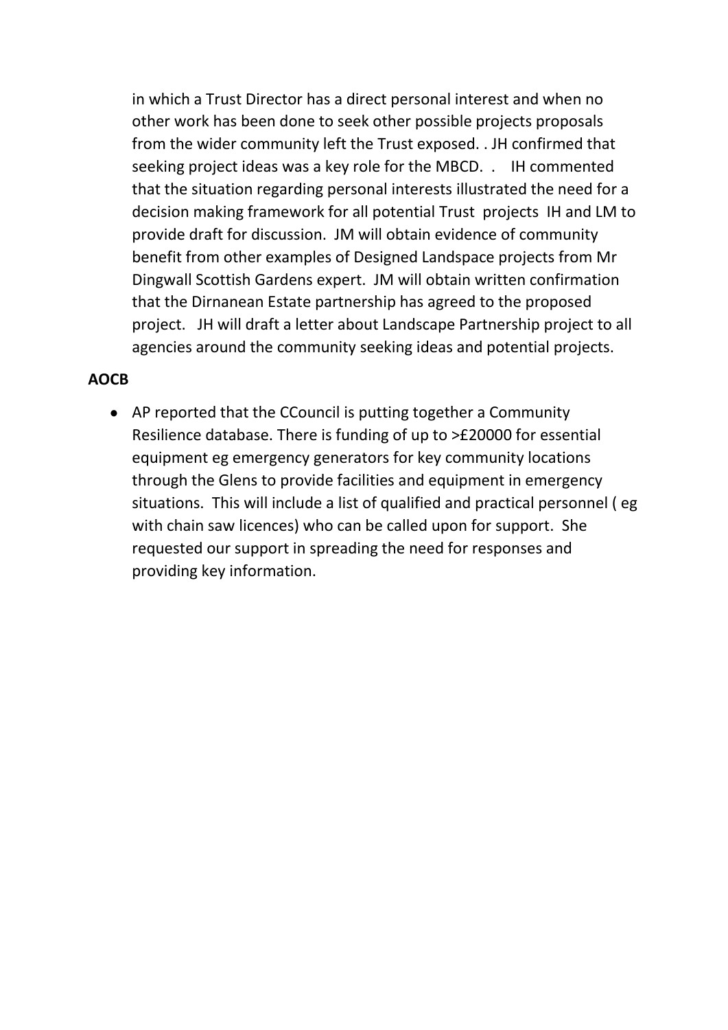in which a Trust Director has a direct personal interest and when no other work has been done to seek other possible projects proposals from the wider community left the Trust exposed. . JH confirmed that seeking project ideas was a key role for the MBCD. . IH commented that the situation regarding personal interests illustrated the need for a decision making framework for all potential Trust projects IH and LM to provide draft for discussion. JM will obtain evidence of community benefit from other examples of Designed Landspace projects from Mr Dingwall Scottish Gardens expert. JM will obtain written confirmation that the Dirnanean Estate partnership has agreed to the proposed project. JH will draft a letter about Landscape Partnership project to all agencies around the community seeking ideas and potential projects.

**AOCB**

- AP reported that the CCouncil is putting together a Community Resilience database. There is funding of up to >£20000 for essential equipment eg emergency generators for key community locations through the Glens to provide facilities and equipment in emergency situations. This will include a list of qualified and practical personnel ( eg with chain saw licences) who can be called upon for support. She requested our support in spreading the need for responses and providing key information.